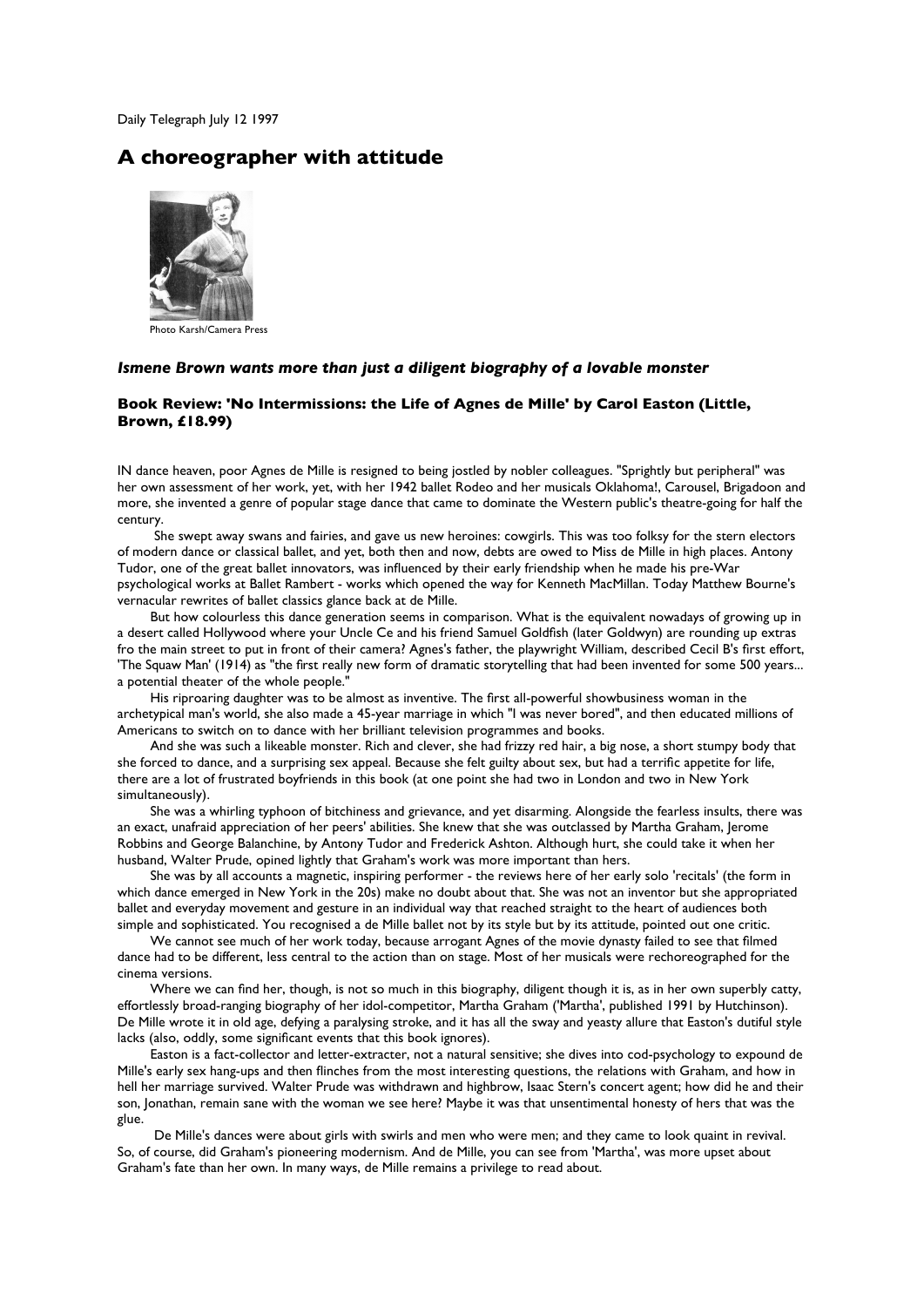Daily Telegraph July 12 1997

# A choreographer with attitude

Photo Karsh/Camera Press

### *Ismene Brown wants more than just a diligent biography of a lovable monster*

#### Book Review: 'No Intermissions: the Life of Agnes de Mille' by Carol Easton (Little, Brown, £18.99)

IN dance heaven, poor Agnes de Mille is resigned to being jostled by nobler colleagues. "Sprightly but peripheral" was her own assessment of her work, yet, with her 1942 ballet Rodeo and her musicals Oklahoma!, Carousel, Brigadoon and more, she invented a genre of popular stage dance that came to dominate the Western public's theatre-going for half the century.

She swept away swans and fairies, and gave us new heroines: cowgirls. This was too folksy for the stern electors of modern dance or classical ballet, and yet, both then and now, debts are owed to Miss de Mille in high places. Antony Tudor, one of the great ballet innovators, was influenced by their early friendship when he made his pre-War psychological works at Ballet Rambert - works which opened the way for Kenneth MacMillan. Today Matthew Bourne's vernacular rewrites of ballet classics glance back at de Mille.

But how colourless this dance generation seems in comparison. What is the equivalent nowadays of growing up in a desert called Hollywood where your Uncle Ce and his friend Samuel Goldfish (later Goldwyn) are rounding up extras fro the main street to put in front of their camera? Agnes's father, the playwright William, described Cecil B's first effort, 'The Squaw Man' (1914) as "the first really new form of dramatic storytelling that had been invented for some 500 years... a potential theater of the whole people."

His riproaring daughter was to be almost as inventive. The first all-powerful showbusiness woman in the archetypical man's world, she also made a 45-year marriage in which "I was never bored", and then educated millions of Americans to switch on to dance with her brilliant television programmes and books.

And she was such a likeable monster. Rich and clever, she had frizzy red hair, a big nose, a short stumpy body that she forced to dance, and a surprising sex appeal. Because she felt guilty about sex, but had a terrific appetite for life, there are a lot of frustrated boyfriends in this book (at one point she had two in London and two in New York simultaneously).

She was a whirling typhoon of bitchiness and grievance, and yet disarming. Alongside the fearless insults, there was an exact, unafraid appreciation of her peers' abilities. She knew that she was outclassed by Martha Graham, Jerome Robbins and George Balanchine, by Antony Tudor and Frederick Ashton. Although hurt, she could take it when her husband, Walter Prude, opined lightly that Graham's work was more important than hers.

She was by all accounts a magnetic, inspiring performer - the reviews here of her early solo 'recitals' (the form in which dance emerged in New York in the 20s) make no doubt about that. She was not an inventor but she appropriated ballet and everyday movement and gesture in an individual way that reached straight to the heart of audiences both simple and sophisticated. You recognised a de Mille ballet not by its style but by its attitude, pointed out one critic.

We cannot see much of her work today, because arrogant Agnes of the movie dynasty failed to see that filmed dance had to be different, less central to the action than on stage. Most of her musicals were rechoreographed for the cinema versions.

Where we can find her, though, is not so much in this biography, diligent though it is, as in her own superbly catty, effortlessly broad-ranging biography of her idol-competitor, Martha Graham ('Martha', published 1991 by Hutchinson). De Mille wrote it in old age, defying a paralysing stroke, and it has all the sway and yeasty allure that Easton's dutiful style lacks (also, oddly, some significant events that this book ignores).

Easton is a fact-collector and letter-extracter, not a natural sensitive; she dives into cod-psychology to expound de Mille's early sex hang-ups and then flinches from the most interesting questions, the relations with Graham, and how in hell her marriage survived. Walter Prude was withdrawn and highbrow, Isaac Stern's concert agent; how did he and their son, Jonathan, remain sane with the woman we see here? Maybe it was that unsentimental honesty of hers that was the glue.

De Mille's dances were about girls with swirls and men who were men; and they came to look quaint in revival. So, of course, did Graham's pioneering modernism. And de Mille, you can see from 'Martha', was more upset about Graham's fate than her own. In many ways, de Mille remains a privilege to read about.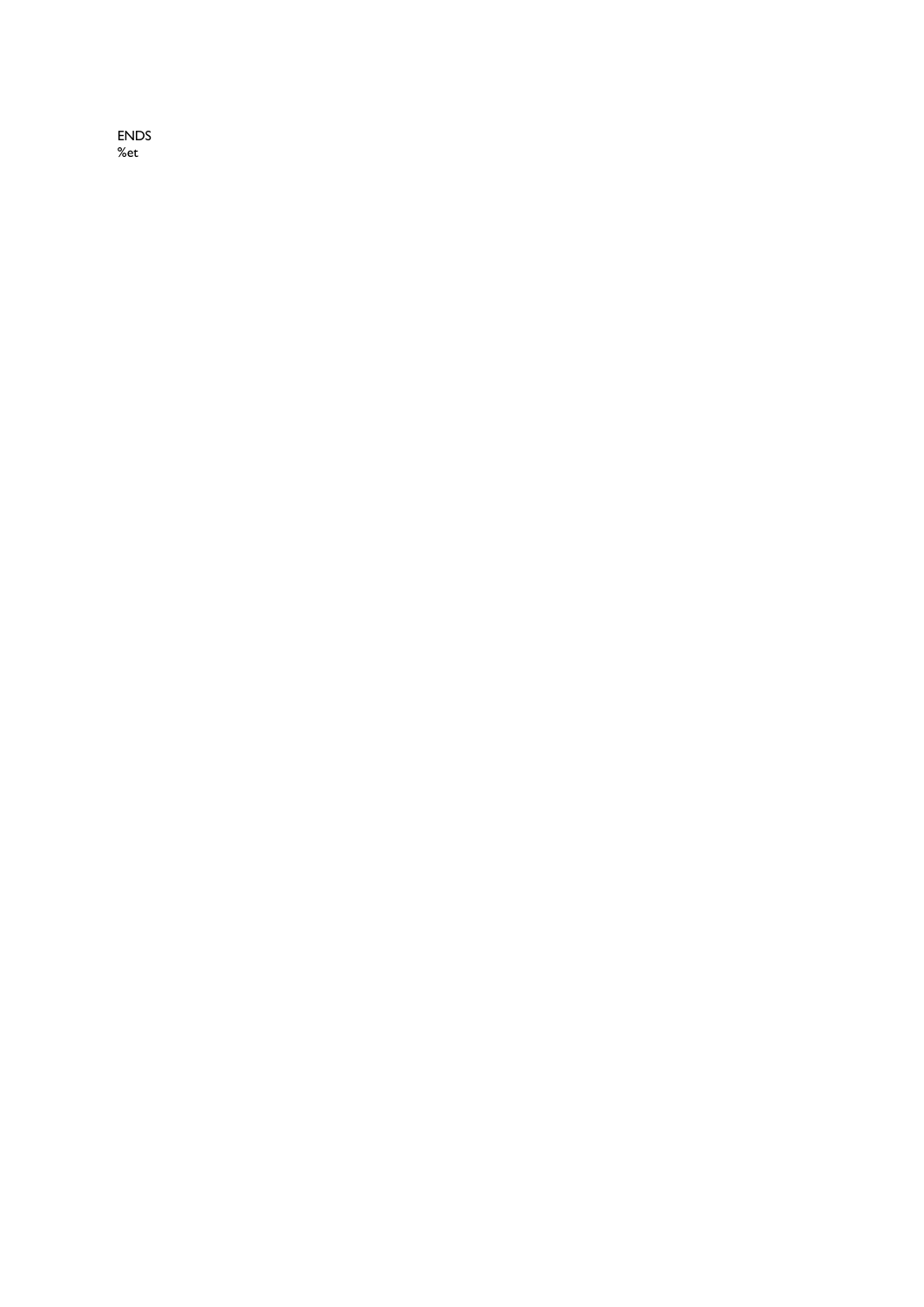ENDS
%et